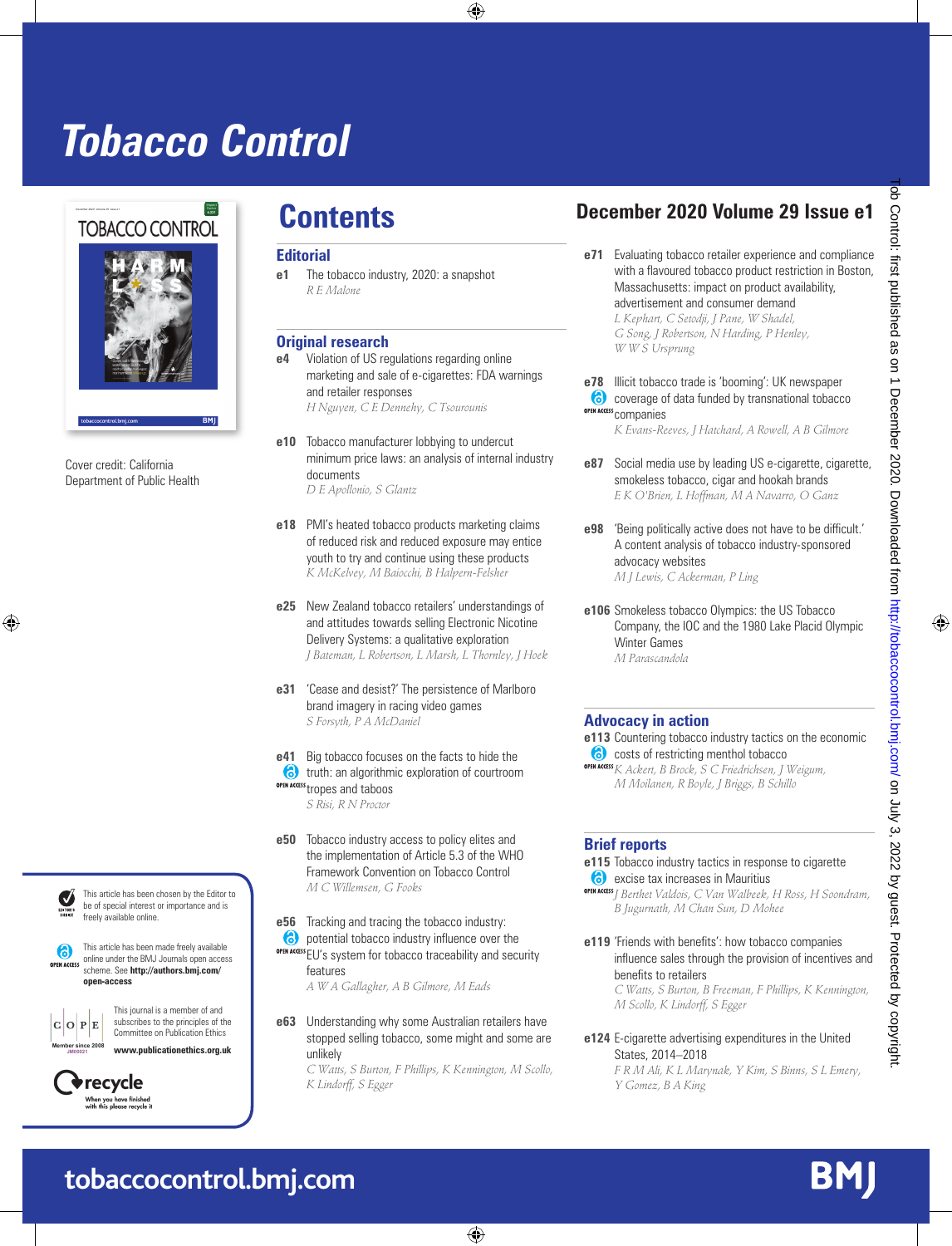# Tobacco Control

Cover credit: California Department of Public Health

## Contents

**December 2020 Volume 29 Issue e1**

### Editorial

**e1** The tobacco industry, 2020: a snapshot
*R E Malone*

### Original research

**e4** Violation of US regulations regarding online marketing and sale of e-cigarettes: FDA warnings and retailer responses
*H Nguyen, C E Dennehy, C Tsourounis*

**e10** Tobacco manufacturer lobbying to undercut minimum price laws: an analysis of internal industry documents
*D E Apollonio, S Glantz*

**e18** PMI's heated tobacco products marketing claims of reduced risk and reduced exposure may entice youth to try and continue using these products
*K McKelvey, M Baiocchi, B Halpern-Felsher*

**e25** New Zealand tobacco retailers' understandings of and attitudes towards selling Electronic Nicotine Delivery Systems: a qualitative exploration
*J Bateman, L Robertson, L Marsh, L Thornley, J Hoek*

**e31** 'Cease and desist?' The persistence of Marlboro brand imagery in racing video games
*S Forsyth, P A McDaniel*

**e41** (OPEN ACCESS) Big tobacco focuses on the facts to hide the truth: an algorithmic exploration of courtroom tropes and taboos
*S Risi, R N Proctor*

**e50** Tobacco industry access to policy elites and the implementation of Article 5.3 of the WHO Framework Convention on Tobacco Control
*M C Willemsen, G Fooks*

**e56** (OPEN ACCESS) Tracking and tracing the tobacco industry: potential tobacco industry influence over the EU's system for tobacco traceability and security features
*A W A Gallagher, A B Gilmore, M Eads*

**e63** Understanding why some Australian retailers have stopped selling tobacco, some might and some are unlikely
*C Watts, S Burton, F Phillips, K Kennington, M Scollo, K Lindorff, S Egger*

**e71** Evaluating tobacco retailer experience and compliance with a flavoured tobacco product restriction in Boston, Massachusetts: impact on product availability, advertisement and consumer demand
*L Kephart, C Setodji, J Pane, W Shadel, G Song, J Robertson, N Harding, P Henley, W W S Ursprung*

**e78** (OPEN ACCESS) Illicit tobacco trade is 'booming': UK newspaper coverage of data funded by transnational tobacco companies
*K Evans-Reeves, J Hatchard, A Rowell, A B Gilmore*

**e87** Social media use by leading US e-cigarette, cigarette, smokeless tobacco, cigar and hookah brands
*E K O'Brien, L Hoffman, M A Navarro, O Ganz*

**e98** 'Being politically active does not have to be difficult.' A content analysis of tobacco industry-sponsored advocacy websites
*M J Lewis, C Ackerman, P Ling*

**e106** Smokeless tobacco Olympics: the US Tobacco Company, the IOC and the 1980 Lake Placid Olympic Winter Games
*M Parascandola*

### Advocacy in action

**e113** (OPEN ACCESS) Countering tobacco industry tactics on the economic costs of restricting menthol tobacco
*K Ackert, B Brock, S C Friedrichsen, J Weigum, M Moilanen, R Boyle, J Briggs, B Schillo*

### Brief reports

**e115** (OPEN ACCESS) Tobacco industry tactics in response to cigarette excise tax increases in Mauritius
*J Berthet Valdois, C Van Walbeek, H Ross, H Soondram, B Jugurnath, M Chan Sun, D Mohee*

**e119** 'Friends with benefits': how tobacco companies influence sales through the provision of incentives and benefits to retailers
*C Watts, S Burton, B Freeman, F Phillips, K Kennington, M Scollo, K Lindorff, S Egger*

**e124** E-cigarette advertising expenditures in the United States, 2014–2018
*F R M Ali, K L Marynak, Y Kim, S Binns, S L Emery, Y Gomez, B A King*

---

EDITOR'S CHOICE: This article has been chosen by the Editor to be of special interest or importance and is freely available online.

OPEN ACCESS: This article has been made freely available online under the BMJ Journals open access scheme. See **http://authors.bmj.com/open-access**

This journal is a member of and subscribes to the principles of the Committee on Publication Ethics
**www.publicationethics.org.uk**

recycle — When you have finished with this please recycle it

**tobaccocontrol.bmj.com**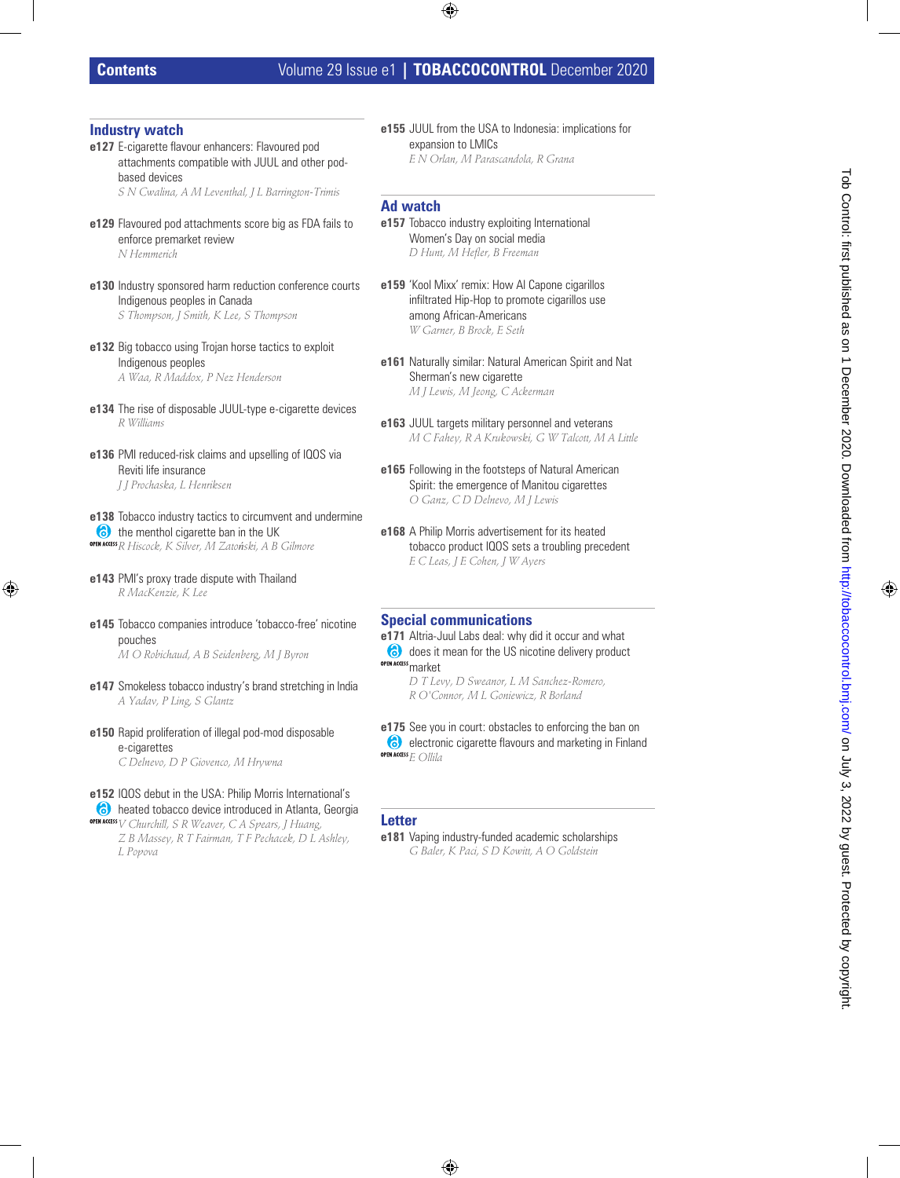# Contents

## Industry watch

**e127** E-cigarette flavour enhancers: Flavoured pod attachments compatible with JUUL and other pod-based devices
*S N Cwalina, A M Leventhal, J L Barrington-Trimis*

**e129** Flavoured pod attachments score big as FDA fails to enforce premarket review
*N Hemmerich*

**e130** Industry sponsored harm reduction conference courts Indigenous peoples in Canada
*S Thompson, J Smith, K Lee, S Thompson*

**e132** Big tobacco using Trojan horse tactics to exploit Indigenous peoples
*A Waa, R Maddox, P Nez Henderson*

**e134** The rise of disposable JUUL-type e-cigarette devices
*R Williams*

**e136** PMI reduced-risk claims and upselling of IQOS via Reviti life insurance
*J J Prochaska, L Henriksen*

**e138** Tobacco industry tactics to circumvent and undermine the menthol cigarette ban in the UK
OPEN ACCESS *R Hiscock, K Silver, M Zatoński, A B Gilmore*

**e143** PMI's proxy trade dispute with Thailand
*R MacKenzie, K Lee*

**e145** Tobacco companies introduce 'tobacco-free' nicotine pouches
*M O Robichaud, A B Seidenberg, M J Byron*

**e147** Smokeless tobacco industry's brand stretching in India
*A Yadav, P Ling, S Glantz*

**e150** Rapid proliferation of illegal pod-mod disposable e-cigarettes
*C Delnevo, D P Giovenco, M Hrywna*

**e152** IQOS debut in the USA: Philip Morris International's heated tobacco device introduced in Atlanta, Georgia
OPEN ACCESS *V Churchill, S R Weaver, C A Spears, J Huang, Z B Massey, R T Fairman, T F Pechacek, D L Ashley, L Popova*

**e155** JUUL from the USA to Indonesia: implications for expansion to LMICs
*E N Orlan, M Parascandola, R Grana*

## Ad watch

**e157** Tobacco industry exploiting International Women's Day on social media
*D Hunt, M Hefler, B Freeman*

**e159** 'Kool Mixx' remix: How Al Capone cigarillos infiltrated Hip-Hop to promote cigarillos use among African-Americans
*W Garner, B Brock, E Seth*

**e161** Naturally similar: Natural American Spirit and Nat Sherman's new cigarette
*M J Lewis, M Jeong, C Ackerman*

**e163** JUUL targets military personnel and veterans
*M C Fahey, R A Krukowski, G W Talcott, M A Little*

**e165** Following in the footsteps of Natural American Spirit: the emergence of Manitou cigarettes
*O Ganz, C D Delnevo, M J Lewis*

**e168** A Philip Morris advertisement for its heated tobacco product IQOS sets a troubling precedent
*E C Leas, J E Cohen, J W Ayers*

## Special communications

**e171** Altria-Juul Labs deal: why did it occur and what does it mean for the US nicotine delivery product market
OPEN ACCESS *D T Levy, D Sweanor, L M Sanchez-Romero, R O'Connor, M L Goniewicz, R Borland*

**e175** See you in court: obstacles to enforcing the ban on electronic cigarette flavours and marketing in Finland
OPEN ACCESS *E Ollila*

## Letter

**e181** Vaping industry-funded academic scholarships
*G Baler, K Paci, S D Kowitt, A O Goldstein*